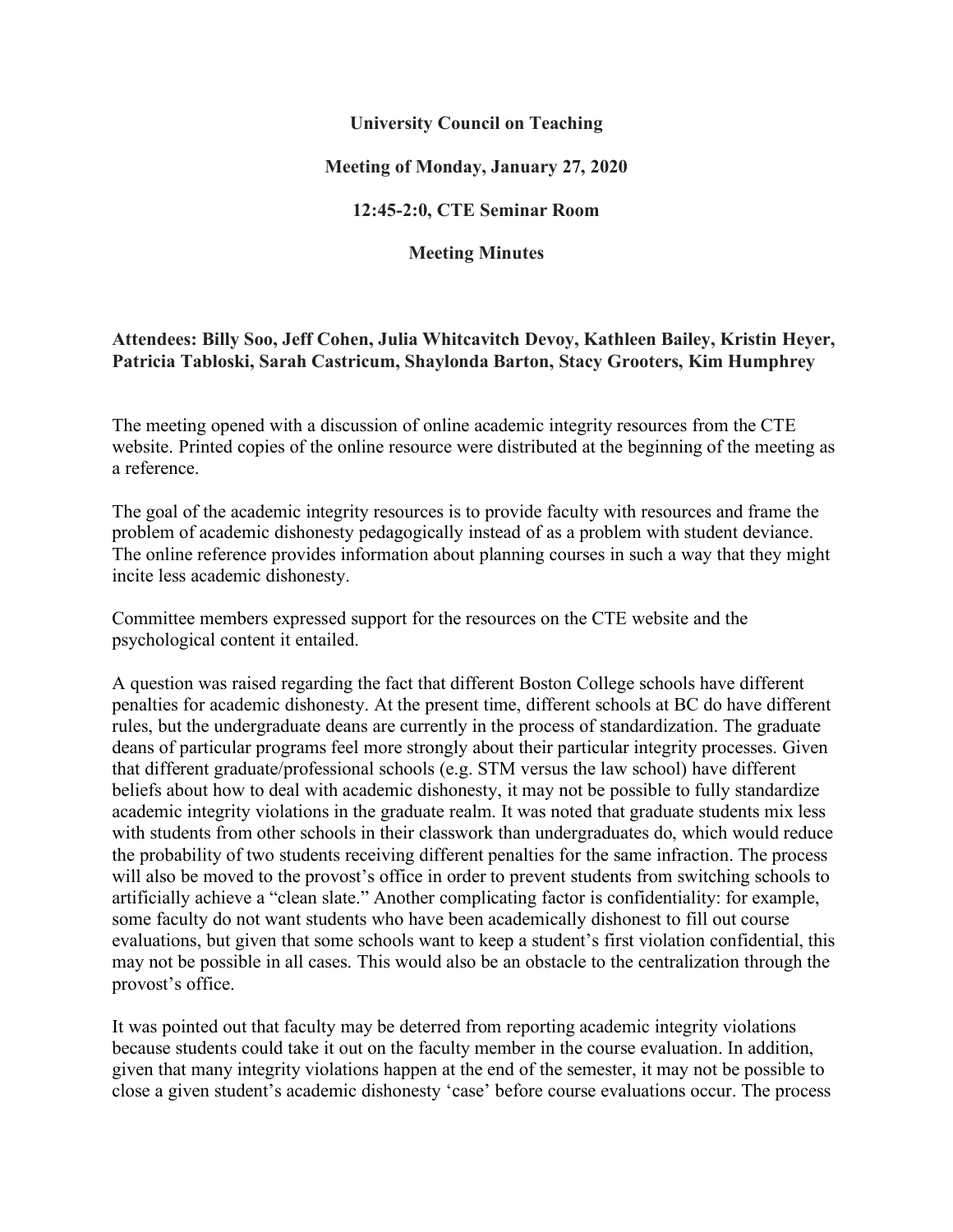**University Council on Teaching**

**Meeting of Monday, January 27, 2020**

**12:45-2:0, CTE Seminar Room**

**Meeting Minutes**

**Attendees: Billy Soo, Jeff Cohen, Julia Whitcavitch Devoy, Kathleen Bailey, Kristin Heyer, Patricia Tabloski, Sarah Castricum, Shaylonda Barton, Stacy Grooters, Kim Humphrey**

The meeting opened with a discussion of online academic integrity resources from the CTE website. Printed copies of the online resource were distributed at the beginning of the meeting as a reference.

The goal of the academic integrity resources is to provide faculty with resources and frame the problem of academic dishonesty pedagogically instead of as a problem with student deviance. The online reference provides information about planning courses in such a way that they might incite less academic dishonesty.

Committee members expressed support for the resources on the CTE website and the psychological content it entailed.

A question was raised regarding the fact that different Boston College schools have different penalties for academic dishonesty. At the present time, different schools at BC do have different rules, but the undergraduate deans are currently in the process of standardization. The graduate deans of particular programs feel more strongly about their particular integrity processes. Given that different graduate/professional schools (e.g. STM versus the law school) have different beliefs about how to deal with academic dishonesty, it may not be possible to fully standardize academic integrity violations in the graduate realm. It was noted that graduate students mix less with students from other schools in their classwork than undergraduates do, which would reduce the probability of two students receiving different penalties for the same infraction. The process will also be moved to the provost's office in order to prevent students from switching schools to artificially achieve a "clean slate." Another complicating factor is confidentiality: for example, some faculty do not want students who have been academically dishonest to fill out course evaluations, but given that some schools want to keep a student's first violation confidential, this may not be possible in all cases. This would also be an obstacle to the centralization through the provost's office.

It was pointed out that faculty may be deterred from reporting academic integrity violations because students could take it out on the faculty member in the course evaluation. In addition, given that many integrity violations happen at the end of the semester, it may not be possible to close a given student's academic dishonesty 'case' before course evaluations occur. The process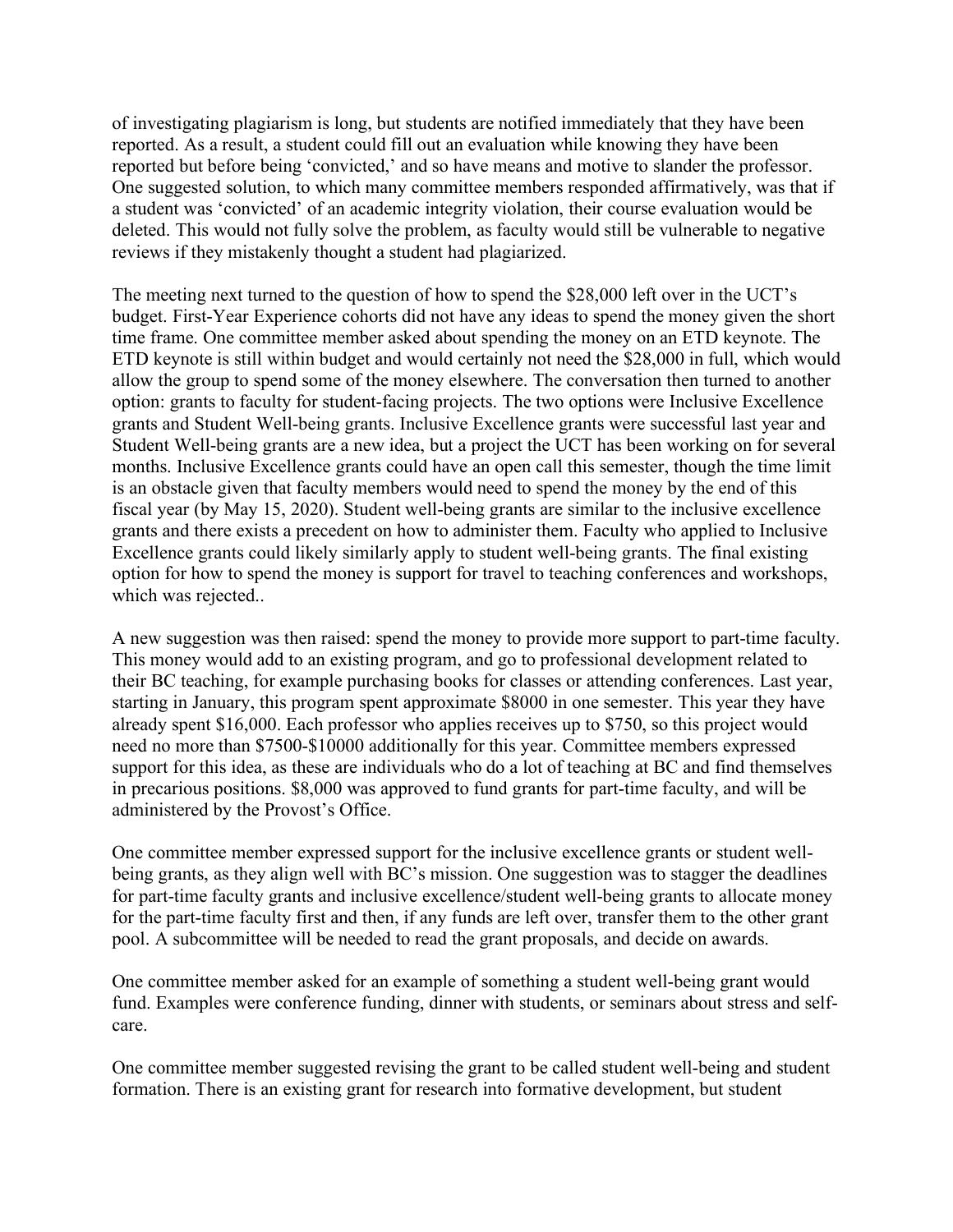of investigating plagiarism is long, but students are notified immediately that they have been reported. As a result, a student could fill out an evaluation while knowing they have been reported but before being 'convicted,' and so have means and motive to slander the professor. One suggested solution, to which many committee members responded affirmatively, was that if a student was 'convicted' of an academic integrity violation, their course evaluation would be deleted. This would not fully solve the problem, as faculty would still be vulnerable to negative reviews if they mistakenly thought a student had plagiarized.

The meeting next turned to the question of how to spend the $28,000 left over in the UCT's budget. First-Year Experience cohorts did not have any ideas to spend the money given the short time frame. One committee member asked about spending the money on an ETD keynote. The ETD keynote is still within budget and would certainly not need the $28,000 in full, which would allow the group to spend some of the money elsewhere. The conversation then turned to another option: grants to faculty for student-facing projects. The two options were Inclusive Excellence grants and Student Well-being grants. Inclusive Excellence grants were successful last year and Student Well-being grants are a new idea, but a project the UCT has been working on for several months. Inclusive Excellence grants could have an open call this semester, though the time limit is an obstacle given that faculty members would need to spend the money by the end of this fiscal year (by May 15, 2020). Student well-being grants are similar to the inclusive excellence grants and there exists a precedent on how to administer them. Faculty who applied to Inclusive Excellence grants could likely similarly apply to student well-being grants. The final existing option for how to spend the money is support for travel to teaching conferences and workshops, which was rejected..

A new suggestion was then raised: spend the money to provide more support to part-time faculty. This money would add to an existing program, and go to professional development related to their BC teaching, for example purchasing books for classes or attending conferences. Last year, starting in January, this program spent approximate $8000 in one semester. This year they have already spent $16,000. Each professor who applies receives up to $750, so this project would need no more than $7500-$10000 additionally for this year. Committee members expressed support for this idea, as these are individuals who do a lot of teaching at BC and find themselves in precarious positions. $8,000 was approved to fund grants for part-time faculty, and will be administered by the Provost's Office.

One committee member expressed support for the inclusive excellence grants or student well-being grants, as they align well with BC's mission. One suggestion was to stagger the deadlines for part-time faculty grants and inclusive excellence/student well-being grants to allocate money for the part-time faculty first and then, if any funds are left over, transfer them to the other grant pool. A subcommittee will be needed to read the grant proposals, and decide on awards.

One committee member asked for an example of something a student well-being grant would fund. Examples were conference funding, dinner with students, or seminars about stress and self-care.

One committee member suggested revising the grant to be called student well-being and student formation. There is an existing grant for research into formative development, but student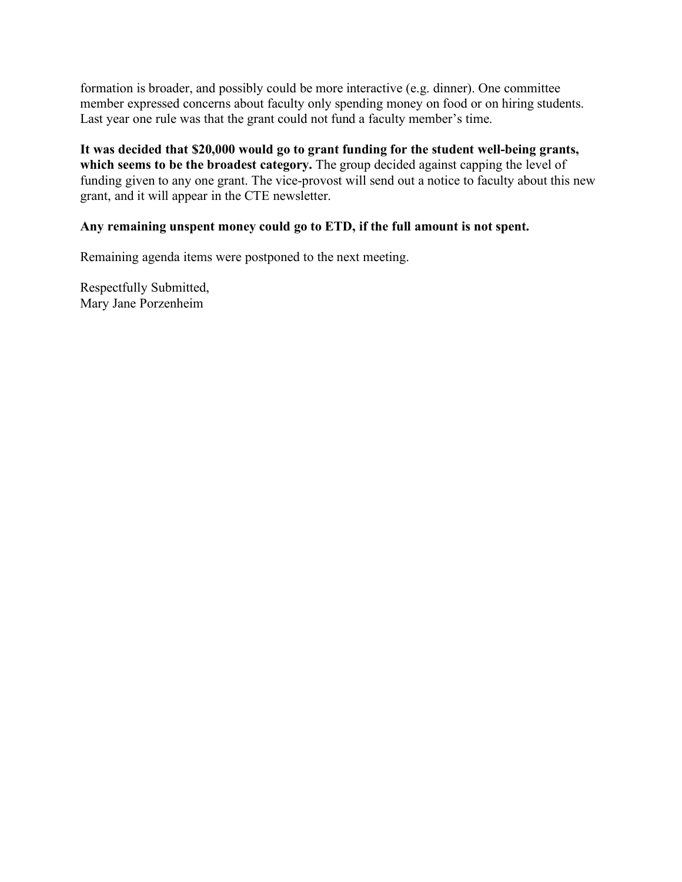formation is broader, and possibly could be more interactive (e.g. dinner). One committee member expressed concerns about faculty only spending money on food or on hiring students. Last year one rule was that the grant could not fund a faculty member's time.

**It was decided that $20,000 would go to grant funding for the student well-being grants, which seems to be the broadest category.** The group decided against capping the level of funding given to any one grant. The vice-provost will send out a notice to faculty about this new grant, and it will appear in the CTE newsletter.

**Any remaining unspent money could go to ETD, if the full amount is not spent.**

Remaining agenda items were postponed to the next meeting.

Respectfully Submitted,
Mary Jane Porzenheim